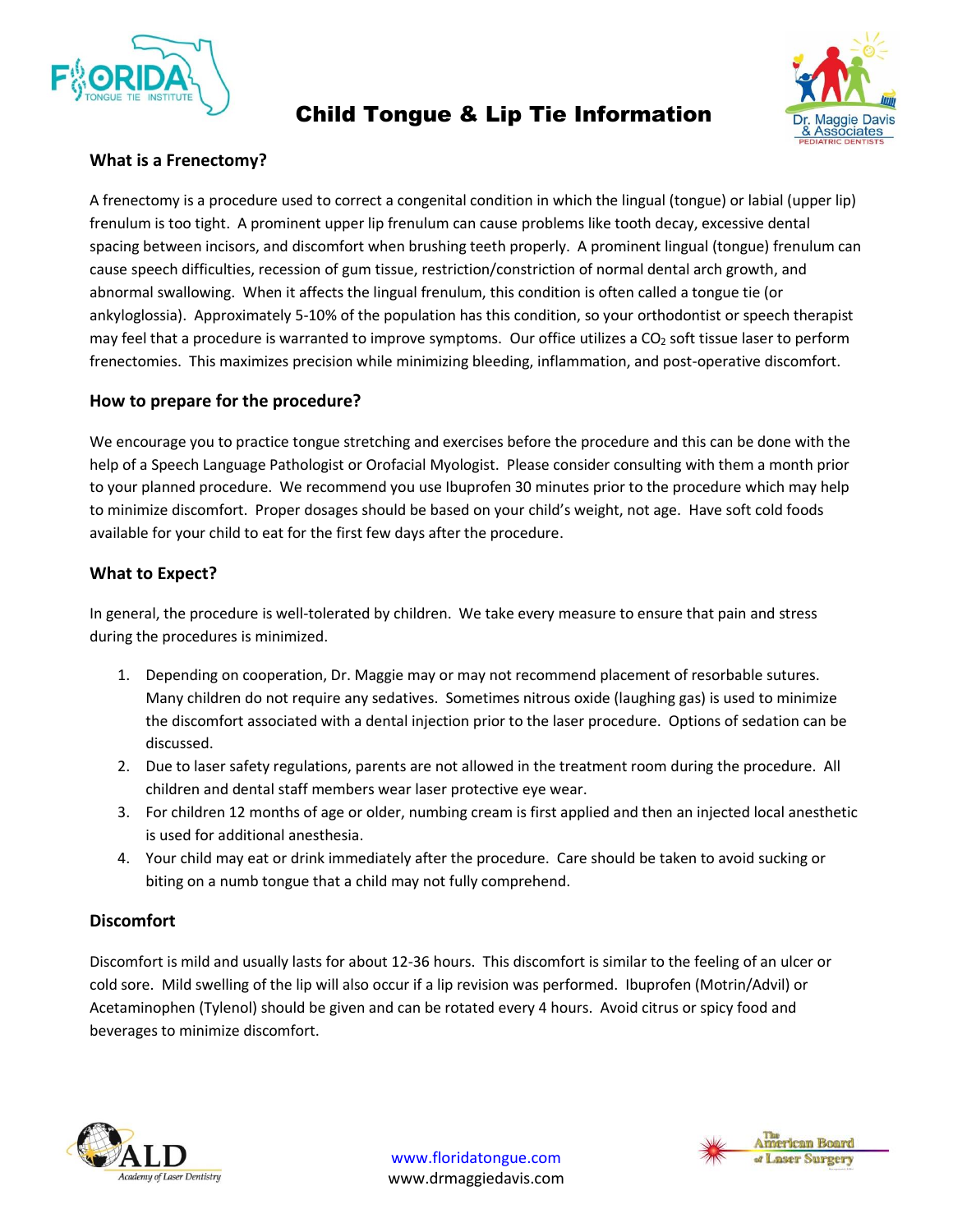# Child Tongue & Lip Tie Information

## What is a Frenectomy?

A frenectomy is a procedure used to correct a congenital condition in which the lingual (tongue) or labial (upper lip) frenulum is too tight. A prominent upper lip frenulum can cause problems like tooth decay, excessive dental spacing between incisors, and discomfort when brushing teeth properly. A prominent lingual (tongue) frenulum can cause speech difficulties, recession of gum tissue, restriction/constriction of normal dental arch growth, and abnormal swallowing. When it affects the lingual frenulum, this condition is often called a tongue tie (or ankyloglossia). Approximately 5-10% of the population has this condition, so your orthodontist or speech therapist may feel that a procedure is warranted to improve symptoms. Our office utilizes a $CO_2$ soft tissue laser to perform frenectomies. This maximizes precision while minimizing bleeding, inflammation, and post-operative discomfort.

## How to prepare for the procedure?

We encourage you to practice tongue stretching and exercises before the procedure and this can be done with the help of a Speech Language Pathologist or Orofacial Myologist. Please consider consulting with them a month prior to your planned procedure. We recommend you use Ibuprofen 30 minutes prior to the procedure which may help to minimize discomfort. Proper dosages should be based on your child's weight, not age. Have soft cold foods available for your child to eat for the first few days after the procedure.

## What to Expect?

In general, the procedure is well-tolerated by children. We take every measure to ensure that pain and stress during the procedures is minimized.

1. Depending on cooperation, Dr. Maggie may or may not recommend placement of resorbable sutures. Many children do not require any sedatives. Sometimes nitrous oxide (laughing gas) is used to minimize the discomfort associated with a dental injection prior to the laser procedure. Options of sedation can be discussed.
2. Due to laser safety regulations, parents are not allowed in the treatment room during the procedure. All children and dental staff members wear laser protective eye wear.
3. For children 12 months of age or older, numbing cream is first applied and then an injected local anesthetic is used for additional anesthesia.
4. Your child may eat or drink immediately after the procedure. Care should be taken to avoid sucking or biting on a numb tongue that a child may not fully comprehend.

## Discomfort

Discomfort is mild and usually lasts for about 12-36 hours. This discomfort is similar to the feeling of an ulcer or cold sore. Mild swelling of the lip will also occur if a lip revision was performed. Ibuprofen (Motrin/Advil) or Acetaminophen (Tylenol) should be given and can be rotated every 4 hours. Avoid citrus or spicy food and beverages to minimize discomfort.

www.floridatongue.com
www.drmaggiedavis.com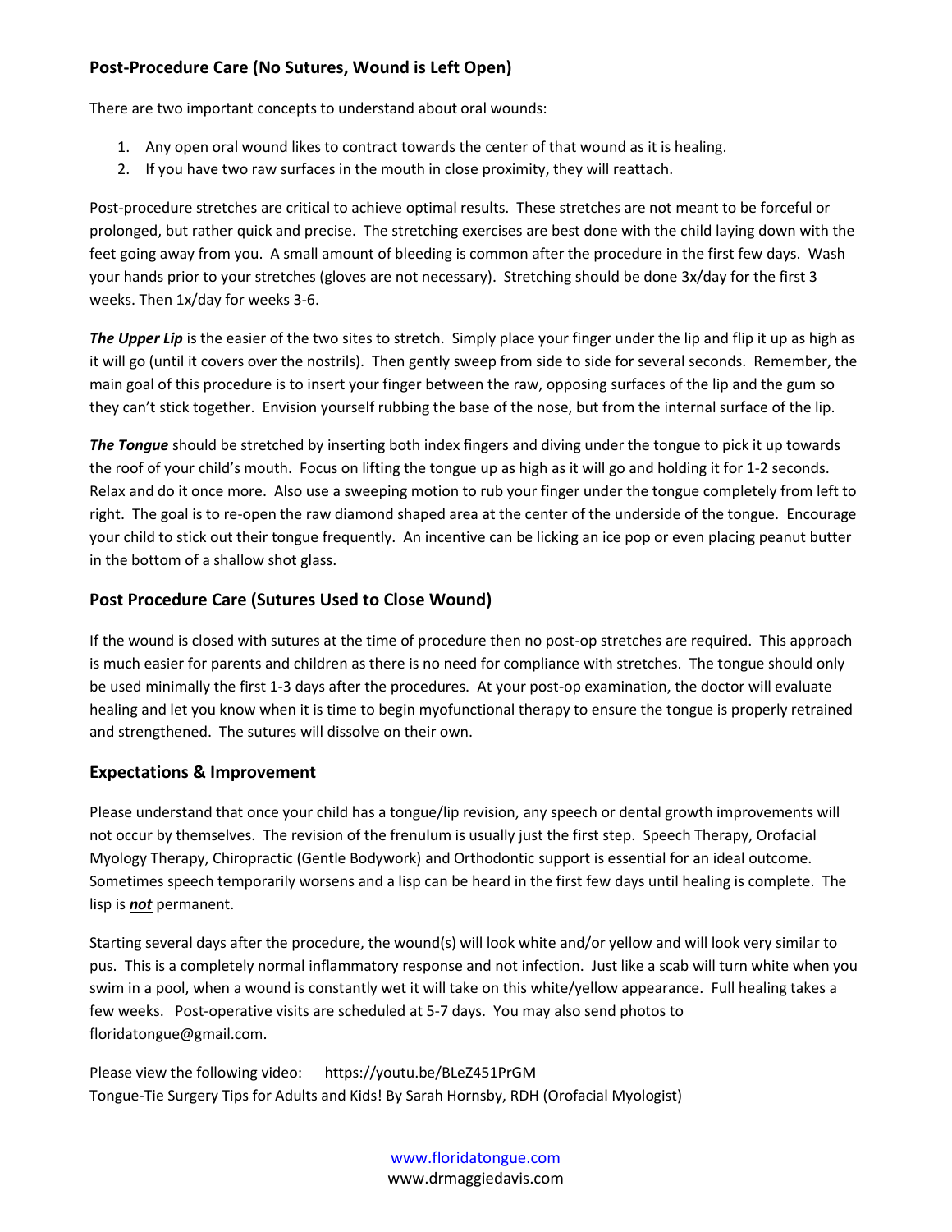## Post-Procedure Care (No Sutures, Wound is Left Open)

There are two important concepts to understand about oral wounds:

1. Any open oral wound likes to contract towards the center of that wound as it is healing.
2. If you have two raw surfaces in the mouth in close proximity, they will reattach.

Post-procedure stretches are critical to achieve optimal results. These stretches are not meant to be forceful or prolonged, but rather quick and precise. The stretching exercises are best done with the child laying down with the feet going away from you. A small amount of bleeding is common after the procedure in the first few days. Wash your hands prior to your stretches (gloves are not necessary). Stretching should be done 3x/day for the first 3 weeks. Then 1x/day for weeks 3-6.

***The Upper Lip*** is the easier of the two sites to stretch. Simply place your finger under the lip and flip it up as high as it will go (until it covers over the nostrils). Then gently sweep from side to side for several seconds. Remember, the main goal of this procedure is to insert your finger between the raw, opposing surfaces of the lip and the gum so they can't stick together. Envision yourself rubbing the base of the nose, but from the internal surface of the lip.

***The Tongue*** should be stretched by inserting both index fingers and diving under the tongue to pick it up towards the roof of your child's mouth. Focus on lifting the tongue up as high as it will go and holding it for 1-2 seconds. Relax and do it once more. Also use a sweeping motion to rub your finger under the tongue completely from left to right. The goal is to re-open the raw diamond shaped area at the center of the underside of the tongue. Encourage your child to stick out their tongue frequently. An incentive can be licking an ice pop or even placing peanut butter in the bottom of a shallow shot glass.

## Post Procedure Care (Sutures Used to Close Wound)

If the wound is closed with sutures at the time of procedure then no post-op stretches are required. This approach is much easier for parents and children as there is no need for compliance with stretches. The tongue should only be used minimally the first 1-3 days after the procedures. At your post-op examination, the doctor will evaluate healing and let you know when it is time to begin myofunctional therapy to ensure the tongue is properly retrained and strengthened. The sutures will dissolve on their own.

## Expectations & Improvement

Please understand that once your child has a tongue/lip revision, any speech or dental growth improvements will not occur by themselves. The revision of the frenulum is usually just the first step. Speech Therapy, Orofacial Myology Therapy, Chiropractic (Gentle Bodywork) and Orthodontic support is essential for an ideal outcome. Sometimes speech temporarily worsens and a lisp can be heard in the first few days until healing is complete. The lisp is ***not*** permanent.

Starting several days after the procedure, the wound(s) will look white and/or yellow and will look very similar to pus. This is a completely normal inflammatory response and not infection. Just like a scab will turn white when you swim in a pool, when a wound is constantly wet it will take on this white/yellow appearance. Full healing takes a few weeks. Post-operative visits are scheduled at 5-7 days. You may also send photos to floridatongue@gmail.com.

Please view the following video: https://youtu.be/BLeZ451PrGM
Tongue-Tie Surgery Tips for Adults and Kids! By Sarah Hornsby, RDH (Orofacial Myologist)

www.floridatongue.com
www.drmaggiedavis.com